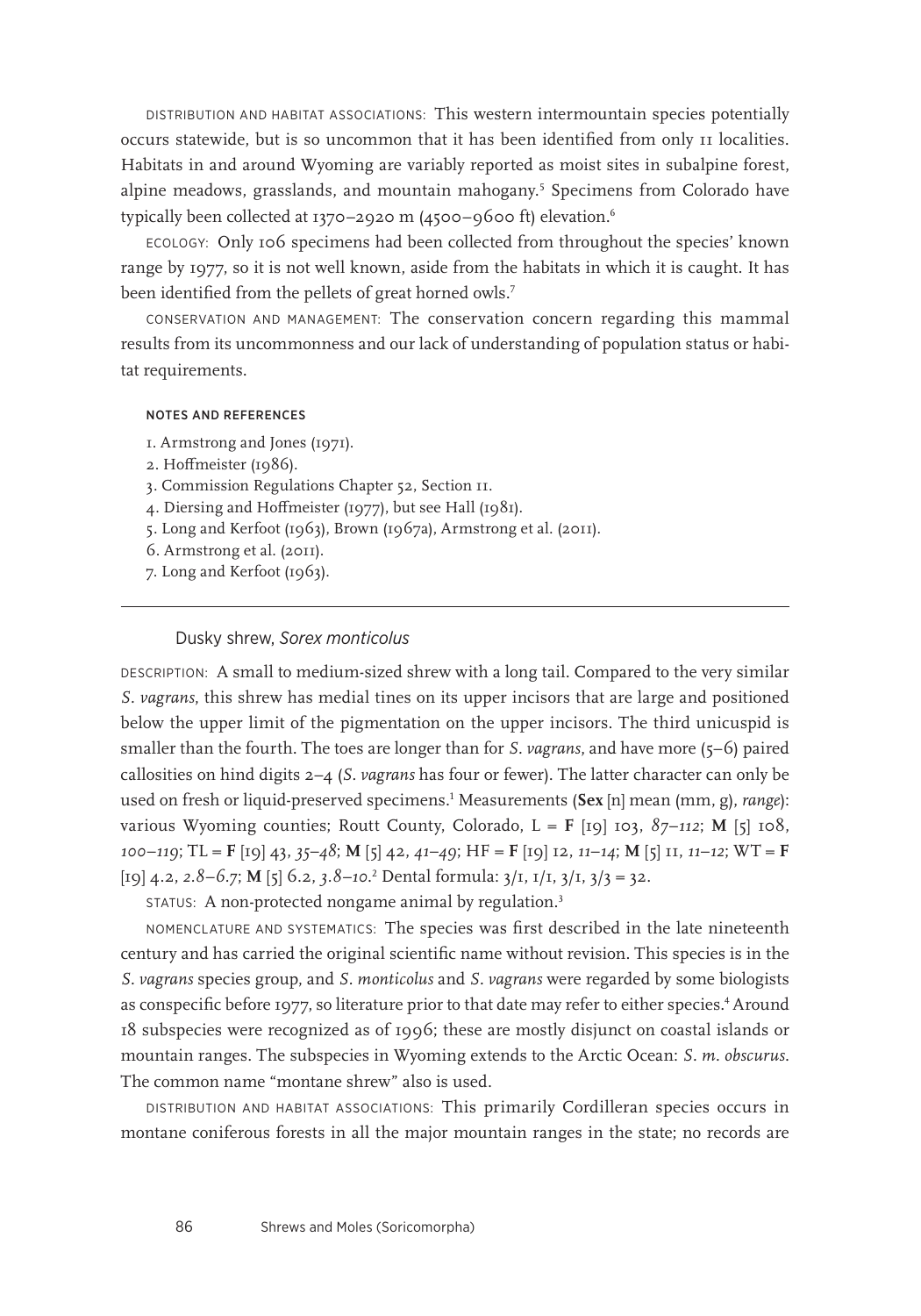DISTRIBUTION AND HABITAT ASSOCIATIONS: This western intermountain species potentially occurs statewide, but is so uncommon that it has been identified from only 11 localities. Habitats in and around Wyoming are variably reported as moist sites in subalpine forest, alpine meadows, grasslands, and mountain mahogany.[5] Specimens from Colorado have typically been collected at 1370–2920 m (4500–9600 ft) elevation.[6]

ECOLOGY: Only 106 specimens had been collected from throughout the species' known range by 1977, so it is not well known, aside from the habitats in which it is caught. It has been identified from the pellets of great horned owls.[7]

CONSERVATION AND MANAGEMENT: The conservation concern regarding this mammal results from its uncommonness and our lack of understanding of population status or habitat requirements.

#### NOTES AND REFERENCES

1. Armstrong and Jones (1971).
2. Hoffmeister (1986).
3. Commission Regulations Chapter 52, Section 11.
4. Diersing and Hoffmeister (1977), but see Hall (1981).
5. Long and Kerfoot (1963), Brown (1967a), Armstrong et al. (2011).
6. Armstrong et al. (2011).
7. Long and Kerfoot (1963).

---

## Dusky shrew, *Sorex monticolus*

DESCRIPTION: A small to medium-sized shrew with a long tail. Compared to the very similar *S. vagrans*, this shrew has medial tines on its upper incisors that are large and positioned below the upper limit of the pigmentation on the upper incisors. The third unicuspid is smaller than the fourth. The toes are longer than for *S. vagrans*, and have more (5–6) paired callosities on hind digits 2–4 (*S. vagrans* has four or fewer). The latter character can only be used on fresh or liquid-preserved specimens.[1] Measurements (**Sex** [n] mean (mm, g), *range*): various Wyoming counties; Routt County, Colorado, L = **F** [19] 103, *87–112*; **M** [5] 108, *100–119*; TL = **F** [19] 43, *35–48*; **M** [5] 42, *41–49*; HF = **F** [19] 12, *11–14*; **M** [5] 11, *11–12*; WT = **F** [19] 4.2, *2.8–6.7*; **M** [5] 6.2, *3.8–10*.[2] Dental formula: 3/1, 1/1, 3/1, 3/3 = 32.

STATUS: A non-protected nongame animal by regulation.[3]

NOMENCLATURE AND SYSTEMATICS: The species was first described in the late nineteenth century and has carried the original scientific name without revision. This species is in the *S. vagrans* species group, and *S. monticolus* and *S. vagrans* were regarded by some biologists as conspecific before 1977, so literature prior to that date may refer to either species.[4] Around 18 subspecies were recognized as of 1996; these are mostly disjunct on coastal islands or mountain ranges. The subspecies in Wyoming extends to the Arctic Ocean: *S. m. obscurus*. The common name "montane shrew" also is used.

DISTRIBUTION AND HABITAT ASSOCIATIONS: This primarily Cordilleran species occurs in montane coniferous forests in all the major mountain ranges in the state; no records are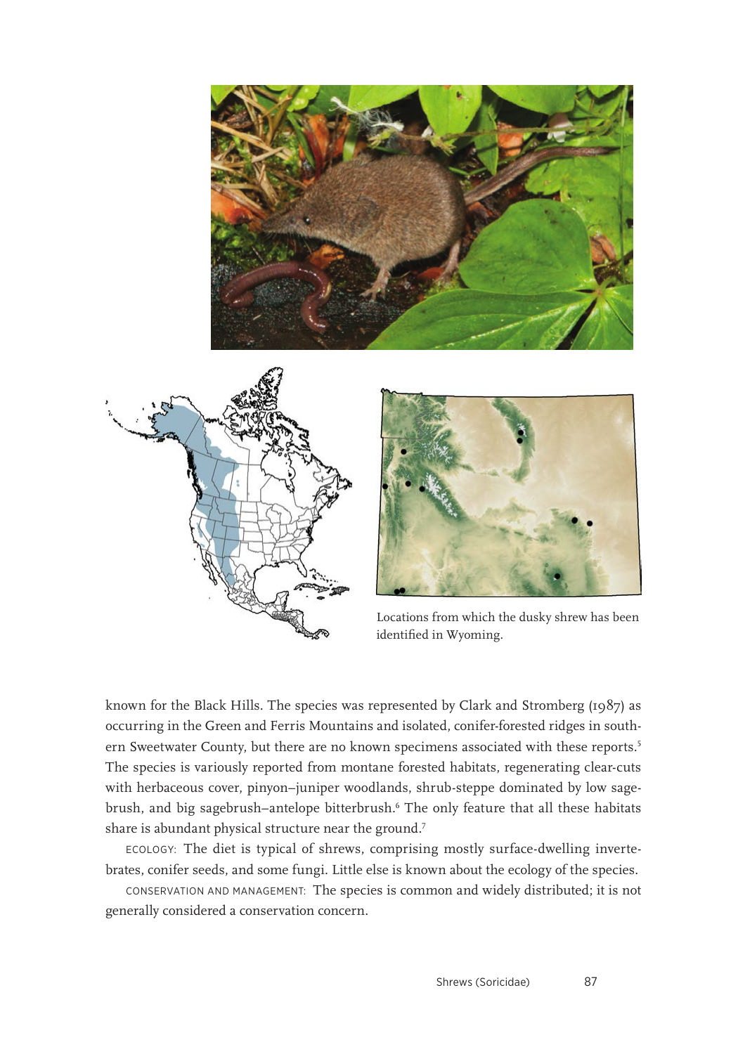Locations from which the dusky shrew has been identified in Wyoming.

known for the Black Hills. The species was represented by Clark and Stromberg (1987) as occurring in the Green and Ferris Mountains and isolated, conifer-forested ridges in southern Sweetwater County, but there are no known specimens associated with these reports.[5] The species is variously reported from montane forested habitats, regenerating clear-cuts with herbaceous cover, pinyon–juniper woodlands, shrub-steppe dominated by low sagebrush, and big sagebrush–antelope bitterbrush.[6] The only feature that all these habitats share is abundant physical structure near the ground.[7]

ECOLOGY: The diet is typical of shrews, comprising mostly surface-dwelling invertebrates, conifer seeds, and some fungi. Little else is known about the ecology of the species.

CONSERVATION AND MANAGEMENT: The species is common and widely distributed; it is not generally considered a conservation concern.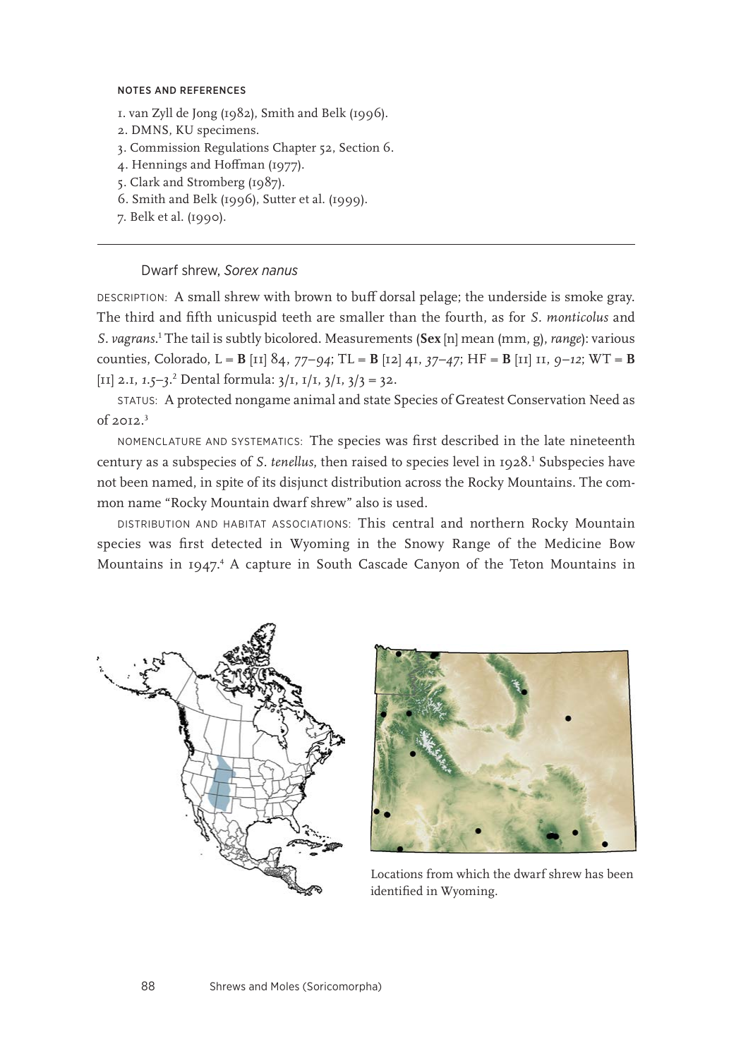#### NOTES AND REFERENCES

1. van Zyll de Jong (1982), Smith and Belk (1996).
2. DMNS, KU specimens.
3. Commission Regulations Chapter 52, Section 6.
4. Hennings and Hoffman (1977).
5. Clark and Stromberg (1987).
6. Smith and Belk (1996), Sutter et al. (1999).
7. Belk et al. (1990).

---

### Dwarf shrew, *Sorex nanus*

DESCRIPTION: A small shrew with brown to buff dorsal pelage; the underside is smoke gray. The third and fifth unicuspid teeth are smaller than the fourth, as for *S. monticolus* and *S. vagrans*.[1] The tail is subtly bicolored. Measurements (**Sex** [n] mean (mm, g), *range*): various counties, Colorado, L = **B** [11] 84, *77–94*; TL = **B** [12] 41, *37–47*; HF = **B** [11] 11, *9–12*; WT = **B** [11] 2.1, *1.5–3*.[2] Dental formula: 3/1, 1/1, 3/1, 3/3 = 32.

STATUS: A protected nongame animal and state Species of Greatest Conservation Need as of 2012.[3]

NOMENCLATURE AND SYSTEMATICS: The species was first described in the late nineteenth century as a subspecies of *S. tenellus*, then raised to species level in 1928.[1] Subspecies have not been named, in spite of its disjunct distribution across the Rocky Mountains. The common name "Rocky Mountain dwarf shrew" also is used.

DISTRIBUTION AND HABITAT ASSOCIATIONS: This central and northern Rocky Mountain species was first detected in Wyoming in the Snowy Range of the Medicine Bow Mountains in 1947.[4] A capture in South Cascade Canyon of the Teton Mountains in

Locations from which the dwarf shrew has been identified in Wyoming.